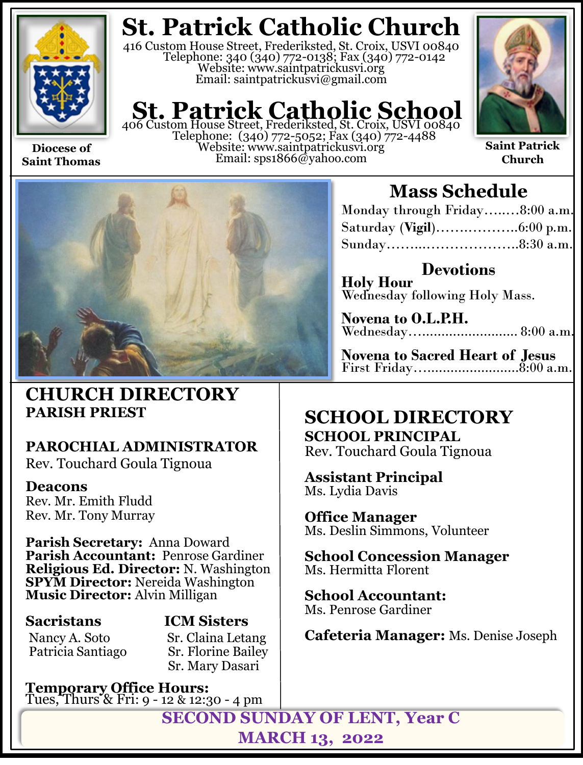Diocese of Saint Thomas

# St. Patrick Catholic Church

416 Custom House Street, Frederiksted, St. Croix, USVI 00840
Telephone: 340 (340) 772-0138; Fax (340) 772-0142
Website: www.saintpatrickusvi.org
Email: saintpatrickusvi@gmail.com

# St. Patrick Catholic School

406 Custom House Street, Frederiksted, St. Croix, USVI 00840
Telephone: (340) 772-5052; Fax (340) 772-4488
Website: www.saintpatrickusvi.org
Email: sps1866@yahoo.com

Saint Patrick Church

## Mass Schedule

Monday through Friday........8:00 a.m.
Saturday (**Vigil**)..................6:00 p.m.
Sunday..............................8:30 a.m.

### Devotions

**Holy Hour**
Wednesday following Holy Mass.

**Novena to O.L.P.H.**
Wednesday.......................... 8:00 a.m.

**Novena to Sacred Heart of Jesus**
First Friday..........................8:00 a.m.

## CHURCH DIRECTORY

**PARISH PRIEST**

**PAROCHIAL ADMINISTRATOR**
Rev. Touchard Goula Tignoua

**Deacons**
Rev. Mr. Emith Fludd
Rev. Mr. Tony Murray

**Parish Secretary:** Anna Doward
**Parish Accountant:** Penrose Gardiner
**Religious Ed. Director:** N. Washington
**SPYM Director:** Nereida Washington
**Music Director:** Alvin Milligan

**Sacristans**
Nancy A. Soto
Patricia Santiago

**ICM Sisters**
Sr. Claina Letang
Sr. Florine Bailey
Sr. Mary Dasari

**Temporary Office Hours:**
Tues, Thurs & Fri: 9 - 12 & 12:30 - 4 pm

## SCHOOL DIRECTORY

**SCHOOL PRINCIPAL**
Rev. Touchard Goula Tignoua

**Assistant Principal**
Ms. Lydia Davis

**Office Manager**
Ms. Deslin Simmons, Volunteer

**School Concession Manager**
Ms. Hermitta Florent

**School Accountant:**
Ms. Penrose Gardiner

**Cafeteria Manager:** Ms. Denise Joseph

**SECOND SUNDAY OF LENT, Year C**
**MARCH 13, 2022**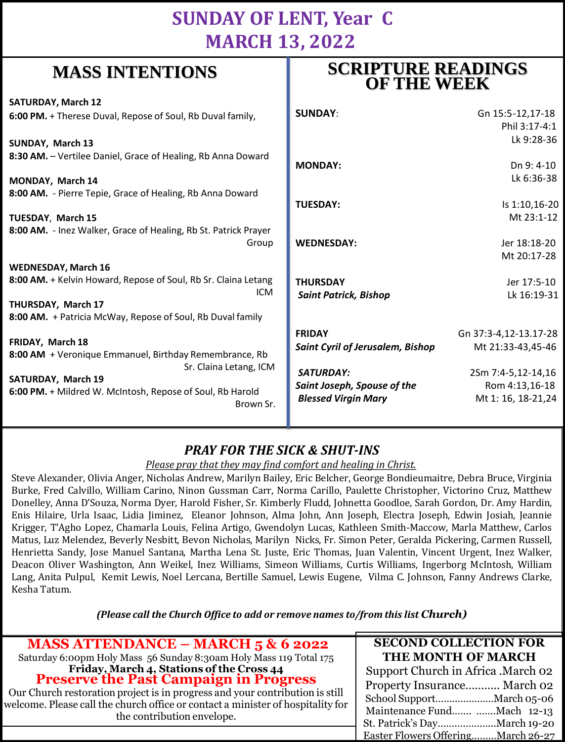# SUNDAY OF LENT, Year C
# MARCH 13, 2022

## MASS INTENTIONS

**SATURDAY, March 12**
**6:00 PM.** + Therese Duval, Repose of Soul, Rb Duval family,

**SUNDAY, March 13**
**8:30 AM.** – Vertilee Daniel, Grace of Healing, Rb Anna Doward

**MONDAY, March 14**
**8:00 AM.** - Pierre Tepie, Grace of Healing, Rb Anna Doward

**TUESDAY, March 15**
**8:00 AM.** - Inez Walker, Grace of Healing, Rb St. Patrick Prayer Group

**WEDNESDAY, March 16**
**8:00 AM.** + Kelvin Howard, Repose of Soul, Rb Sr. Claina Letang ICM

**THURSDAY, March 17**
**8:00 AM.** + Patricia McWay, Repose of Soul, Rb Duval family

**FRIDAY, March 18**
**8:00 AM** + Veronique Emmanuel, Birthday Remembrance, Rb Sr. Claina Letang, ICM

**SATURDAY, March 19**
**6:00 PM.** + Mildred W. McIntosh, Repose of Soul, Rb Harold Brown Sr.

## SCRIPTURE READINGS OF THE WEEK

| | |
|---|---|
| **SUNDAY**: | Gn 15:5-12,17-18<br>Phil 3:17-4:1<br>Lk 9:28-36 |
| **MONDAY:** | Dn 9: 4-10<br>Lk 6:36-38 |
| **TUESDAY:** | Is 1:10,16-20<br>Mt 23:1-12 |
| **WEDNESDAY:** | Jer 18:18-20<br>Mt 20:17-28 |
| **THURSDAY**<br>***Saint Patrick, Bishop*** | Jer 17:5-10<br>Lk 16:19-31 |
| **FRIDAY**<br>***Saint Cyril of Jerusalem, Bishop*** | Gn 37:3-4,12-13.17-28<br>Mt 21:33-43,45-46 |
| ***SATURDAY:***<br>***Saint Joseph, Spouse of the Blessed Virgin Mary*** | 2Sm 7:4-5,12-14,16<br>Rom 4:13,16-18<br>Mt 1: 16, 18-21,24 |

## *PRAY FOR THE SICK & SHUT-INS*

*Please pray that they may find comfort and healing in Christ.*

Steve Alexander, Olivia Anger, Nicholas Andrew, Marilyn Bailey, Eric Belcher, George Bondieumaitre, Debra Bruce, Virginia Burke, Fred Calvillo, William Carino, Ninon Gussman Carr, Norma Carillo, Paulette Christopher, Victorino Cruz, Matthew Donelley, Anna D'Souza, Norma Dyer, Harold Fisher, Sr. Kimberly Fludd, Johnetta Goodloe, Sarah Gordon, Dr. Amy Hardin, Enis Hilaire, Urla Isaac, Lidia Jiminez, Eleanor Johnson, Alma John, Ann Joseph, Electra Joseph, Edwin Josiah, Jeannie Krigger, T'Agho Lopez, Chamarla Louis, Felina Artigo, Gwendolyn Lucas, Kathleen Smith-Maccow, Marla Matthew, Carlos Matus, Luz Melendez, Beverly Nesbitt, Bevon Nicholas, Marilyn Nicks, Fr. Simon Peter, Geralda Pickering, Carmen Russell, Henrietta Sandy, Jose Manuel Santana, Martha Lena St. Juste, Eric Thomas, Juan Valentin, Vincent Urgent, Inez Walker, Deacon Oliver Washington, Ann Weikel, Inez Williams, Simeon Williams, Curtis Williams, Ingerborg McIntosh, William Lang, Anita Pulpul, Kemit Lewis, Noel Lercana, Bertille Samuel, Lewis Eugene, Vilma C. Johnson, Fanny Andrews Clarke, Kesha Tatum.

***(Please call the Church Office to add or remove names to/from this list Church)***

## MASS ATTENDANCE – MARCH 5 & 6 2022

Saturday 6:00pm Holy Mass 56 Sunday 8:30am Holy Mass 119 Total 175
**Friday, March 4, Stations of the Cross 44**

## Preserve the Past Campaign in Progress

Our Church restoration project is in progress and your contribution is still welcome. Please call the church office or contact a minister of hospitality for the contribution envelope.

## SECOND COLLECTION FOR THE MONTH OF MARCH

Support Church in Africa .March 02
Property Insurance........... March 02
School Support.....................March 05-06
Maintenance Fund....... .......Mach 12-13
St. Patrick's Day.....................March 19-20
Easter Flowers Offering.........March 26-27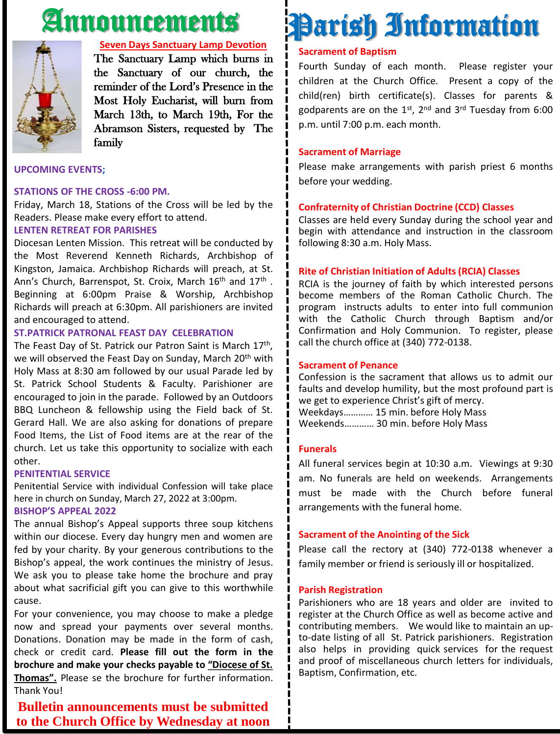# Announcements

**Seven Days Sanctuary Lamp Devotion**

The Sanctuary Lamp which burns in the Sanctuary of our church, the reminder of the Lord's Presence in the Most Holy Eucharist, will burn from March 13th, to March 19th, For the Abramson Sisters, requested by The family

**UPCOMING EVENTS;**

**STATIONS OF THE CROSS -6:00 PM.**

Friday, March 18, Stations of the Cross will be led by the Readers. Please make every effort to attend.

**LENTEN RETREAT FOR PARISHES**

Diocesan Lenten Mission. This retreat will be conducted by the Most Reverend Kenneth Richards, Archbishop of Kingston, Jamaica. Archbishop Richards will preach, at St. Ann's Church, Barrenspot, St. Croix, March 16th and 17th . Beginning at 6:00pm Praise & Worship, Archbishop Richards will preach at 6:30pm. All parishioners are invited and encouraged to attend.

**ST.PATRICK PATRONAL FEAST DAY CELEBRATION**

The Feast Day of St. Patrick our Patron Saint is March 17th, we will observed the Feast Day on Sunday, March 20th with Holy Mass at 8:30 am followed by our usual Parade led by St. Patrick School Students & Faculty. Parishioner are encouraged to join in the parade. Followed by an Outdoors BBQ Luncheon & fellowship using the Field back of St. Gerard Hall. We are also asking for donations of prepare Food Items, the List of Food items are at the rear of the church. Let us take this opportunity to socialize with each other.

**PENITENTIAL SERVICE**

Penitential Service with individual Confession will take place here in church on Sunday, March 27, 2022 at 3:00pm.

**BISHOP'S APPEAL 2022**

The annual Bishop's Appeal supports three soup kitchens within our diocese. Every day hungry men and women are fed by your charity. By your generous contributions to the Bishop's appeal, the work continues the ministry of Jesus. We ask you to please take home the brochure and pray about what sacrificial gift you can give to this worthwhile cause.

For your convenience, you may choose to make a pledge now and spread your payments over several months. Donations. Donation may be made in the form of cash, check or credit card. **Please fill out the form in the brochure and make your checks payable to "Diocese of St. Thomas".** Please se the brochure for further information. Thank You!

**Bulletin announcements must be submitted to the Church Office by Wednesday at noon**

# Parish Information

**Sacrament of Baptism**

Fourth Sunday of each month. Please register your children at the Church Office. Present a copy of the child(ren) birth certificate(s). Classes for parents & godparents are on the 1st, 2nd and 3rd Tuesday from 6:00 p.m. until 7:00 p.m. each month.

**Sacrament of Marriage**

Please make arrangements with parish priest 6 months before your wedding.

**Confraternity of Christian Doctrine (CCD) Classes**

Classes are held every Sunday during the school year and begin with attendance and instruction in the classroom following 8:30 a.m. Holy Mass.

**Rite of Christian Initiation of Adults (RCIA) Classes**

RCIA is the journey of faith by which interested persons become members of the Roman Catholic Church. The program instructs adults to enter into full communion with the Catholic Church through Baptism and/or Confirmation and Holy Communion. To register, please call the church office at (340) 772-0138.

**Sacrament of Penance**

Confession is the sacrament that allows us to admit our faults and develop humility, but the most profound part is we get to experience Christ's gift of mercy.

Weekdays………… 15 min. before Holy Mass
Weekends………… 30 min. before Holy Mass

**Funerals**

All funeral services begin at 10:30 a.m. Viewings at 9:30 am. No funerals are held on weekends. Arrangements must be made with the Church before funeral arrangements with the funeral home.

**Sacrament of the Anointing of the Sick**

Please call the rectory at (340) 772-0138 whenever a family member or friend is seriously ill or hospitalized.

**Parish Registration**

Parishioners who are 18 years and older are invited to register at the Church Office as well as become active and contributing members. We would like to maintain an up-to-date listing of all St. Patrick parishioners. Registration also helps in providing quick services for the request and proof of miscellaneous church letters for individuals, Baptism, Confirmation, etc.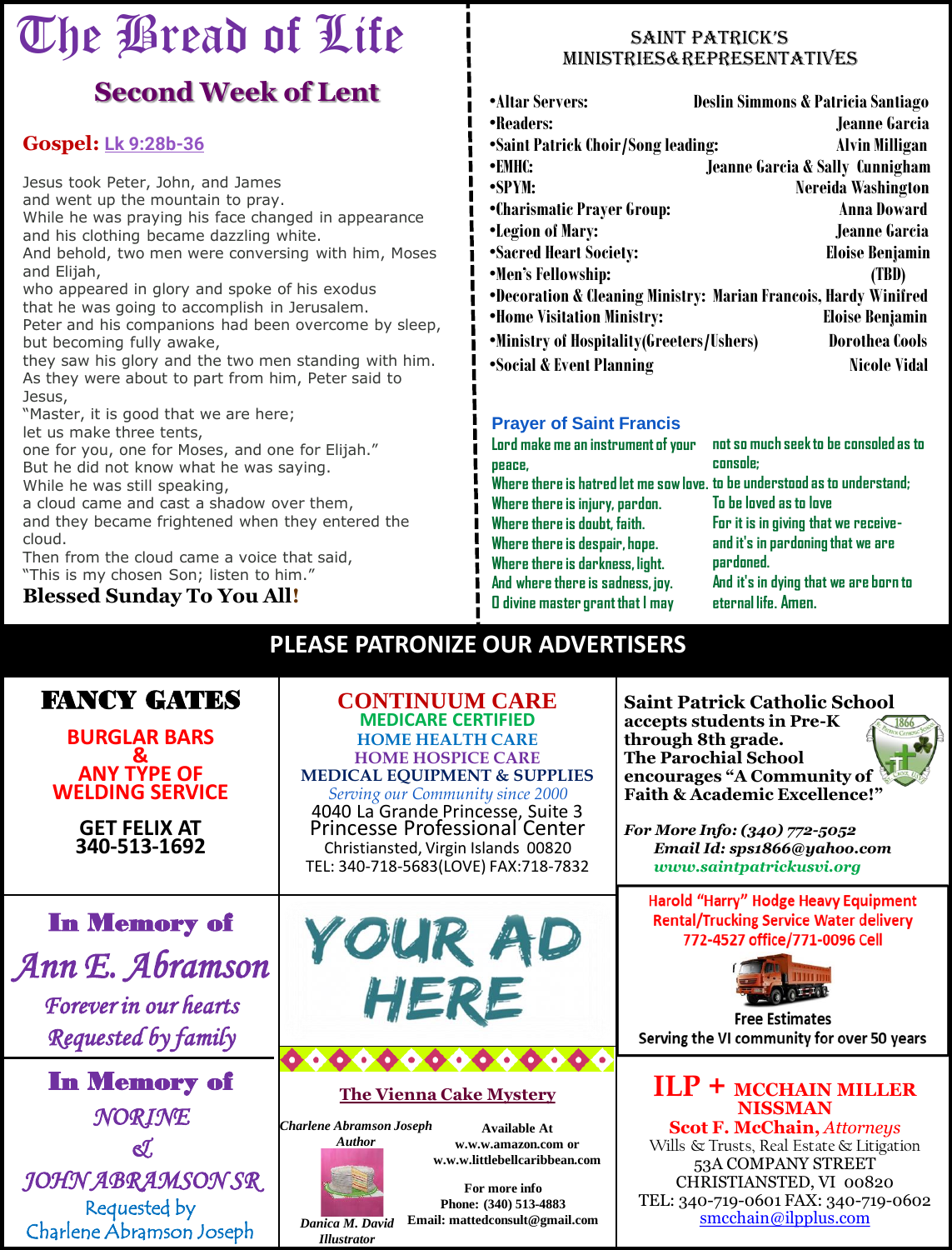# The Bread of Life

## Second Week of Lent

**Gospel:** Lk 9:28b-36

Jesus took Peter, John, and James
and went up the mountain to pray.
While he was praying his face changed in appearance
and his clothing became dazzling white.
And behold, two men were conversing with him, Moses
and Elijah,
who appeared in glory and spoke of his exodus
that he was going to accomplish in Jerusalem.
Peter and his companions had been overcome by sleep,
but becoming fully awake,
they saw his glory and the two men standing with him.
As they were about to part from him, Peter said to
Jesus,
"Master, it is good that we are here;
let us make three tents,
one for you, one for Moses, and one for Elijah."
But he did not know what he was saying.
While he was still speaking,
a cloud came and cast a shadow over them,
and they became frightened when they entered the
cloud.
Then from the cloud came a voice that said,
"This is my chosen Son; listen to him."

**Blessed Sunday To You All!**

## SAINT PATRICK'S MINISTRIES&REPRESENTATIVES

- **Altar Servers:** Deslin Simmons & Patricia Santiago
- **Readers:** Jeanne Garcia
- **Saint Patrick Choir/Song leading:** Alvin Milligan
- **EMHC:** Jeanne Garcia & Sally Cunnigham
- **SPYM:** Nereida Washington
- **Charismatic Prayer Group:** Anna Doward
- **Legion of Mary:** Jeanne Garcia
- **Sacred Heart Society:** Eloise Benjamin
- **Men's Fellowship:** (TBD)
- **Decoration & Cleaning Ministry:** Marian Francois, Hardy Winifred
- **Home Visitation Ministry:** Eloise Benjamin
- **Ministry of Hospitality(Greeters/Ushers)** Dorothea Cools
- **Social & Event Planning** Nicole Vidal

### Prayer of Saint Francis

Lord make me an instrument of your peace,
Where there is hatred let me sow love.
Where there is injury, pardon.
Where there is doubt, faith.
Where there is despair, hope.
Where there is darkness, light.
And where there is sadness, joy.
O divine master grant that I may
not so much seek to be consoled as to console;
to be understood as to understand;
To be loved as to love
For it is in giving that we receive-
and it's in pardoning that we are pardoned.
And it's in dying that we are born to eternal life. Amen.

## PLEASE PATRONIZE OUR ADVERTISERS

**FANCY GATES**
BURGLAR BARS
&
ANY TYPE OF WELDING SERVICE
GET FELIX AT
340-513-1692

**CONTINUUM CARE**
MEDICARE CERTIFIED
HOME HEALTH CARE
HOME HOSPICE CARE
MEDICAL EQUIPMENT & SUPPLIES
*Serving our Community since 2000*
4040 La Grande Princesse, Suite 3
Princesse Professional Center
Christiansted, Virgin Islands 00820
TEL: 340-718-5683(LOVE) FAX:718-7832

**Saint Patrick Catholic School** accepts students in Pre-K through 8th grade.
The Parochial School encourages "A Community of Faith & Academic Excellence!"
*For More Info: (340) 772-5052*
*Email Id: sps1866@yahoo.com*
*www.saintpatrickusvi.org*

**In Memory of**
*Ann E. Abramson*
*Forever in our hearts*
*Requested by family*

YOUR AD HERE

Harold "Harry" Hodge Heavy Equipment Rental/Trucking Service Water delivery
772-4527 office/771-0096 Cell
Free Estimates
Serving the VI community for over 50 years

**In Memory of**
*NORINE*
*&*
*JOHN ABRAMSON SR*
Requested by
Charlene Abramson Joseph

**The Vienna Cake Mystery**
*Charlene Abramson Joseph*
*Author*
*Danica M. David*
*Illustrator*
Available At
w.w.w.amazon.com or
w.w.w.littlebellcaribbean.com
For more info
Phone: (340) 513-4883
Email: mattedconsult@gmail.com

**ILP + MCCHAIN MILLER NISSMAN**
**Scot F. McChain,** *Attorneys*
Wills & Trusts, Real Estate & Litigation
53A COMPANY STREET
CHRISTIANSTED, VI 00820
TEL: 340-719-0601 FAX: 340-719-0602
smcchain@ilpplus.com